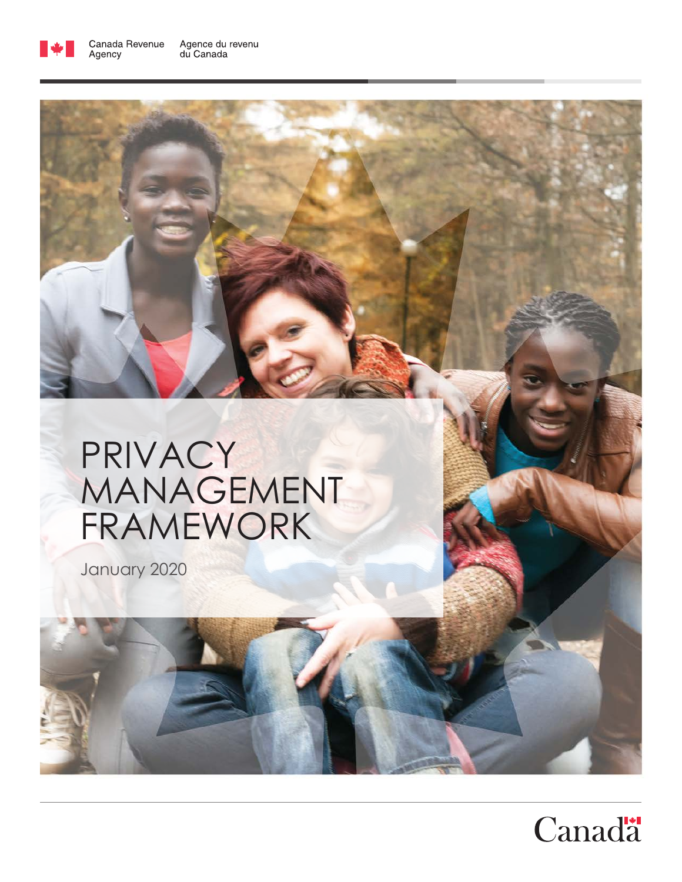Canada Revenue Agency | Agence du revenu du Canada

# PRIVACY MANAGEMENT FRAMEWORK

January 2020

Canada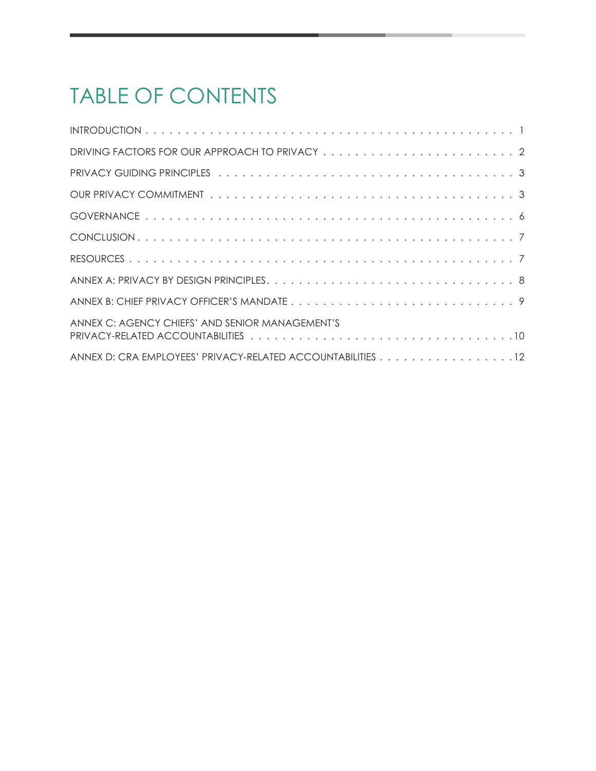# TABLE OF CONTENTS

INTRODUCTION . . . . . . . . . . . . . . . . . . . . . . . . . . . . . . . . . . . . . . . . . 1

DRIVING FACTORS FOR OUR APPROACH TO PRIVACY . . . . . . . . . . . . . . . . . . . . . . . 2

PRIVACY GUIDING PRINCIPLES . . . . . . . . . . . . . . . . . . . . . . . . . . . . . . . . 3

OUR PRIVACY COMMITMENT . . . . . . . . . . . . . . . . . . . . . . . . . . . . . . . . . 3

GOVERNANCE . . . . . . . . . . . . . . . . . . . . . . . . . . . . . . . . . . . . . . . . 6

CONCLUSION . . . . . . . . . . . . . . . . . . . . . . . . . . . . . . . . . . . . . . . . 7

RESOURCES . . . . . . . . . . . . . . . . . . . . . . . . . . . . . . . . . . . . . . . . . 7

ANNEX A: PRIVACY BY DESIGN PRINCIPLES . . . . . . . . . . . . . . . . . . . . . . . . . . 8

ANNEX B: CHIEF PRIVACY OFFICER'S MANDATE . . . . . . . . . . . . . . . . . . . . . . . . 9

ANNEX C: AGENCY CHIEFS' AND SENIOR MANAGEMENT'S PRIVACY-RELATED ACCOUNTABILITIES . . . . . . . . . . . . . . . . . . . . . . . . . . . . . . . 10

ANNEX D: CRA EMPLOYEES' PRIVACY-RELATED ACCOUNTABILITIES . . . . . . . . . . . . . . . . 12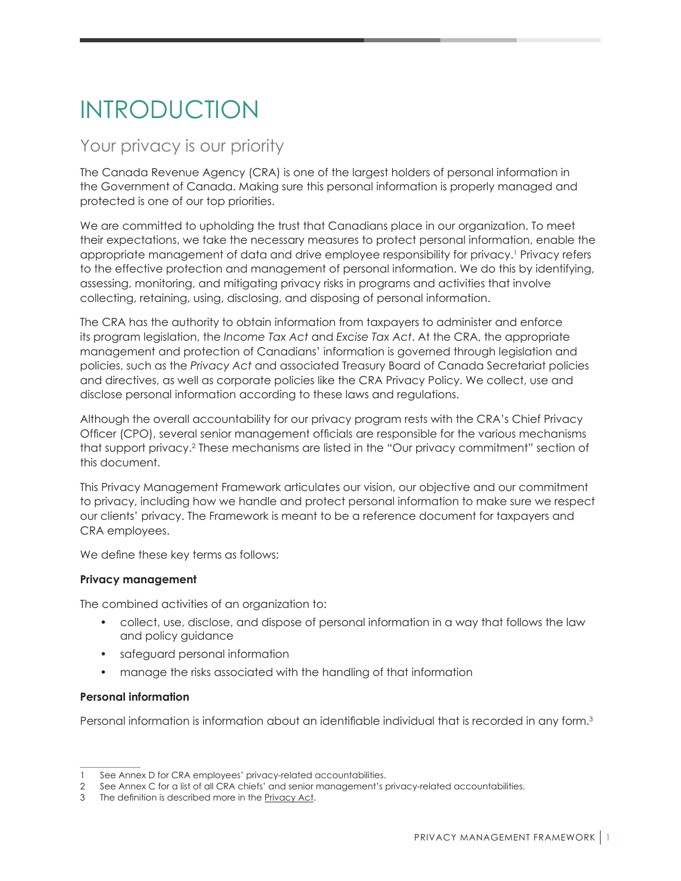# INTRODUCTION

## Your privacy is our priority

The Canada Revenue Agency (CRA) is one of the largest holders of personal information in the Government of Canada. Making sure this personal information is properly managed and protected is one of our top priorities.

We are committed to upholding the trust that Canadians place in our organization. To meet their expectations, we take the necessary measures to protect personal information, enable the appropriate management of data and drive employee responsibility for privacy.[1] Privacy refers to the effective protection and management of personal information. We do this by identifying, assessing, monitoring, and mitigating privacy risks in programs and activities that involve collecting, retaining, using, disclosing, and disposing of personal information.

The CRA has the authority to obtain information from taxpayers to administer and enforce its program legislation, the *Income Tax Act* and *Excise Tax Act*. At the CRA, the appropriate management and protection of Canadians' information is governed through legislation and policies, such as the *Privacy Act* and associated Treasury Board of Canada Secretariat policies and directives, as well as corporate policies like the CRA Privacy Policy. We collect, use and disclose personal information according to these laws and regulations.

Although the overall accountability for our privacy program rests with the CRA's Chief Privacy Officer (CPO), several senior management officials are responsible for the various mechanisms that support privacy.[2] These mechanisms are listed in the "Our privacy commitment" section of this document.

This Privacy Management Framework articulates our vision, our objective and our commitment to privacy, including how we handle and protect personal information to make sure we respect our clients' privacy. The Framework is meant to be a reference document for taxpayers and CRA employees.

We define these key terms as follows:

**Privacy management**

The combined activities of an organization to:

- collect, use, disclose, and dispose of personal information in a way that follows the law and policy guidance
- safeguard personal information
- manage the risks associated with the handling of that information

**Personal information**

Personal information is information about an identifiable individual that is recorded in any form.[3]

---

1 See Annex D for CRA employees' privacy-related accountabilities.

2 See Annex C for a list of all CRA chiefs' and senior management's privacy-related accountabilities.

3 The definition is described more in the Privacy Act.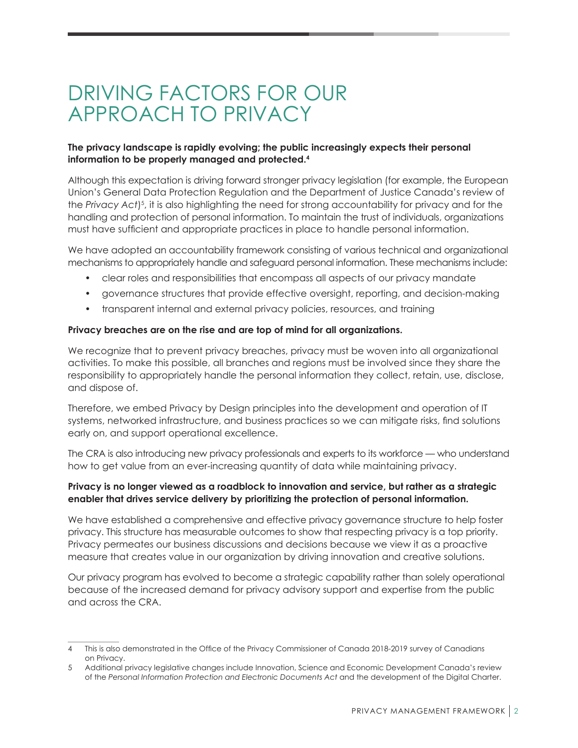# DRIVING FACTORS FOR OUR APPROACH TO PRIVACY

**The privacy landscape is rapidly evolving; the public increasingly expects their personal information to be properly managed and protected.[4]**

Although this expectation is driving forward stronger privacy legislation (for example, the European Union's General Data Protection Regulation and the Department of Justice Canada's review of the *Privacy Act*)[5], it is also highlighting the need for strong accountability for privacy and for the handling and protection of personal information. To maintain the trust of individuals, organizations must have sufficient and appropriate practices in place to handle personal information.

We have adopted an accountability framework consisting of various technical and organizational mechanisms to appropriately handle and safeguard personal information. These mechanisms include:

- clear roles and responsibilities that encompass all aspects of our privacy mandate
- governance structures that provide effective oversight, reporting, and decision-making
- transparent internal and external privacy policies, resources, and training

**Privacy breaches are on the rise and are top of mind for all organizations.**

We recognize that to prevent privacy breaches, privacy must be woven into all organizational activities. To make this possible, all branches and regions must be involved since they share the responsibility to appropriately handle the personal information they collect, retain, use, disclose, and dispose of.

Therefore, we embed Privacy by Design principles into the development and operation of IT systems, networked infrastructure, and business practices so we can mitigate risks, find solutions early on, and support operational excellence.

The CRA is also introducing new privacy professionals and experts to its workforce — who understand how to get value from an ever-increasing quantity of data while maintaining privacy.

**Privacy is no longer viewed as a roadblock to innovation and service, but rather as a strategic enabler that drives service delivery by prioritizing the protection of personal information.**

We have established a comprehensive and effective privacy governance structure to help foster privacy. This structure has measurable outcomes to show that respecting privacy is a top priority. Privacy permeates our business discussions and decisions because we view it as a proactive measure that creates value in our organization by driving innovation and creative solutions.

Our privacy program has evolved to become a strategic capability rather than solely operational because of the increased demand for privacy advisory support and expertise from the public and across the CRA.

---

4 This is also demonstrated in the Office of the Privacy Commissioner of Canada 2018-2019 survey of Canadians on Privacy.

5 Additional privacy legislative changes include Innovation, Science and Economic Development Canada's review of the *Personal Information Protection and Electronic Documents Act* and the development of the Digital Charter.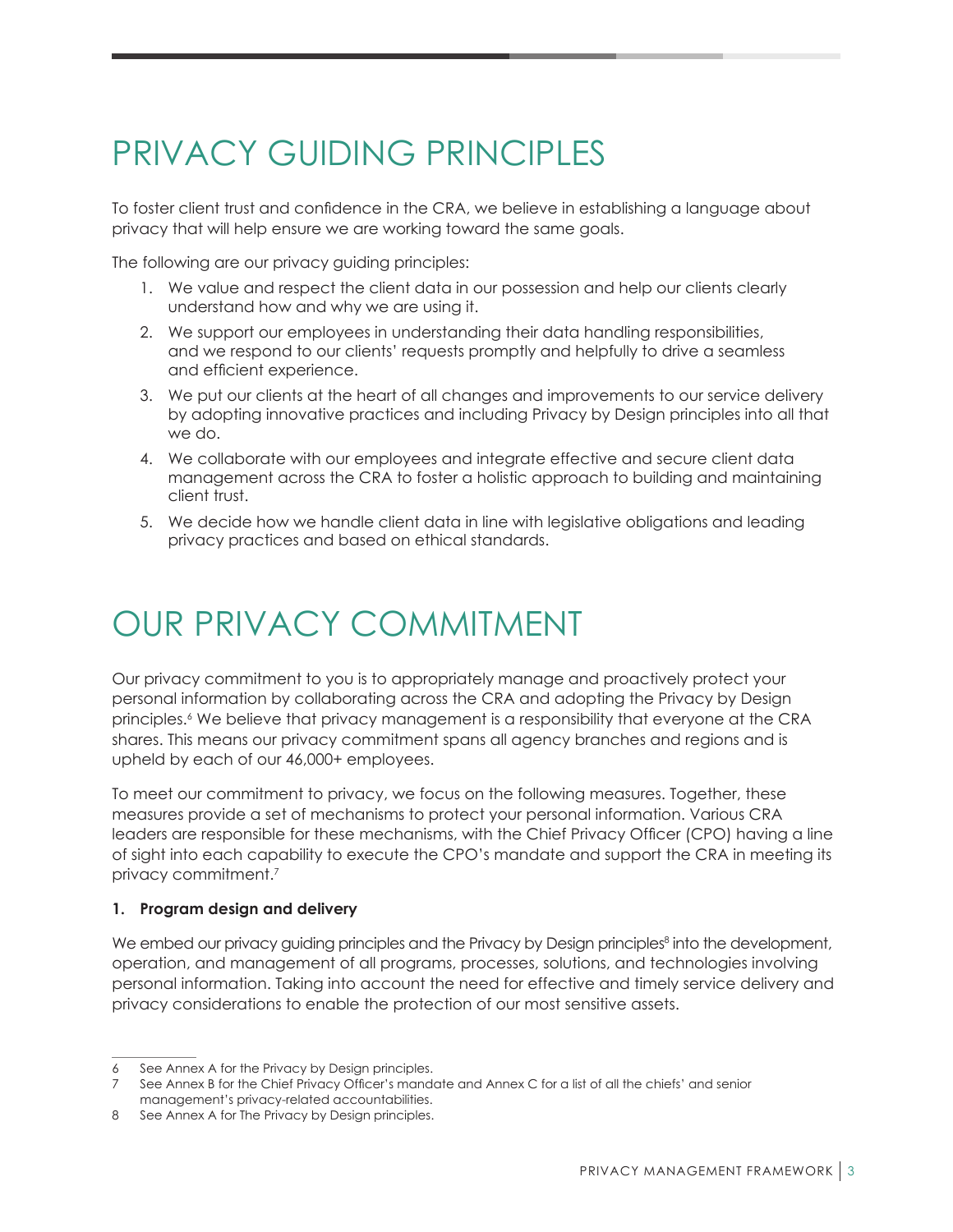# PRIVACY GUIDING PRINCIPLES

To foster client trust and confidence in the CRA, we believe in establishing a language about privacy that will help ensure we are working toward the same goals.

The following are our privacy guiding principles:

1. We value and respect the client data in our possession and help our clients clearly understand how and why we are using it.
2. We support our employees in understanding their data handling responsibilities, and we respond to our clients' requests promptly and helpfully to drive a seamless and efficient experience.
3. We put our clients at the heart of all changes and improvements to our service delivery by adopting innovative practices and including Privacy by Design principles into all that we do.
4. We collaborate with our employees and integrate effective and secure client data management across the CRA to foster a holistic approach to building and maintaining client trust.
5. We decide how we handle client data in line with legislative obligations and leading privacy practices and based on ethical standards.

# OUR PRIVACY COMMITMENT

Our privacy commitment to you is to appropriately manage and proactively protect your personal information by collaborating across the CRA and adopting the Privacy by Design principles.[6] We believe that privacy management is a responsibility that everyone at the CRA shares. This means our privacy commitment spans all agency branches and regions and is upheld by each of our 46,000+ employees.

To meet our commitment to privacy, we focus on the following measures. Together, these measures provide a set of mechanisms to protect your personal information. Various CRA leaders are responsible for these mechanisms, with the Chief Privacy Officer (CPO) having a line of sight into each capability to execute the CPO's mandate and support the CRA in meeting its privacy commitment.[7]

**1. Program design and delivery**

We embed our privacy guiding principles and the Privacy by Design principles[8] into the development, operation, and management of all programs, processes, solutions, and technologies involving personal information. Taking into account the need for effective and timely service delivery and privacy considerations to enable the protection of our most sensitive assets.

---

6 See Annex A for the Privacy by Design principles.

7 See Annex B for the Chief Privacy Officer's mandate and Annex C for a list of all the chiefs' and senior management's privacy-related accountabilities.

8 See Annex A for The Privacy by Design principles.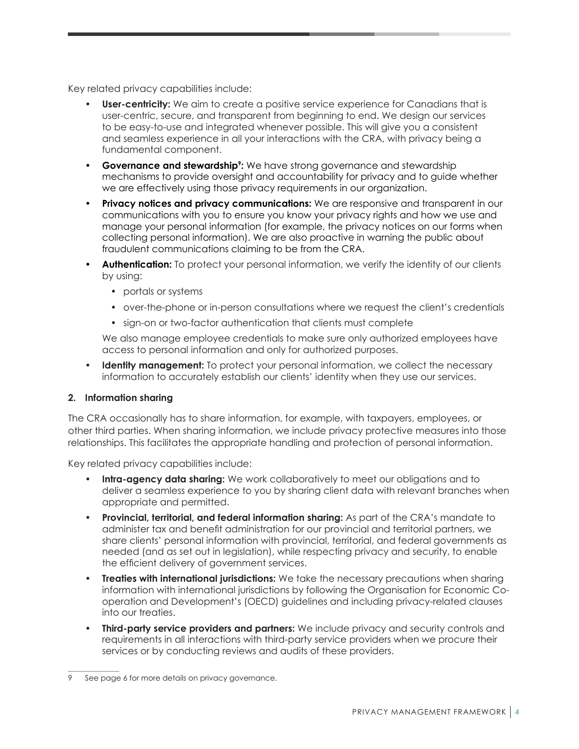Key related privacy capabilities include:

- **User-centricity:** We aim to create a positive service experience for Canadians that is user-centric, secure, and transparent from beginning to end. We design our services to be easy-to-use and integrated whenever possible. This will give you a consistent and seamless experience in all your interactions with the CRA, with privacy being a fundamental component.
- **Governance and stewardship[9]:** We have strong governance and stewardship mechanisms to provide oversight and accountability for privacy and to guide whether we are effectively using those privacy requirements in our organization.
- **Privacy notices and privacy communications:** We are responsive and transparent in our communications with you to ensure you know your privacy rights and how we use and manage your personal information (for example, the privacy notices on our forms when collecting personal information). We are also proactive in warning the public about fraudulent communications claiming to be from the CRA.
- **Authentication:** To protect your personal information, we verify the identity of our clients by using:
  - portals or systems
  - over-the-phone or in-person consultations where we request the client's credentials
  - sign-on or two-factor authentication that clients must complete

  We also manage employee credentials to make sure only authorized employees have access to personal information and only for authorized purposes.
- **Identity management:** To protect your personal information, we collect the necessary information to accurately establish our clients' identity when they use our services.

### 2. Information sharing

The CRA occasionally has to share information, for example, with taxpayers, employees, or other third parties. When sharing information, we include privacy protective measures into those relationships. This facilitates the appropriate handling and protection of personal information.

Key related privacy capabilities include:

- **Intra-agency data sharing:** We work collaboratively to meet our obligations and to deliver a seamless experience to you by sharing client data with relevant branches when appropriate and permitted.
- **Provincial, territorial, and federal information sharing:** As part of the CRA's mandate to administer tax and benefit administration for our provincial and territorial partners, we share clients' personal information with provincial, territorial, and federal governments as needed (and as set out in legislation), while respecting privacy and security, to enable the efficient delivery of government services.
- **Treaties with international jurisdictions:** We take the necessary precautions when sharing information with international jurisdictions by following the Organisation for Economic Co-operation and Development's (OECD) guidelines and including privacy-related clauses into our treaties.
- **Third-party service providers and partners:** We include privacy and security controls and requirements in all interactions with third-party service providers when we procure their services or by conducting reviews and audits of these providers.

---

9 See page 6 for more details on privacy governance.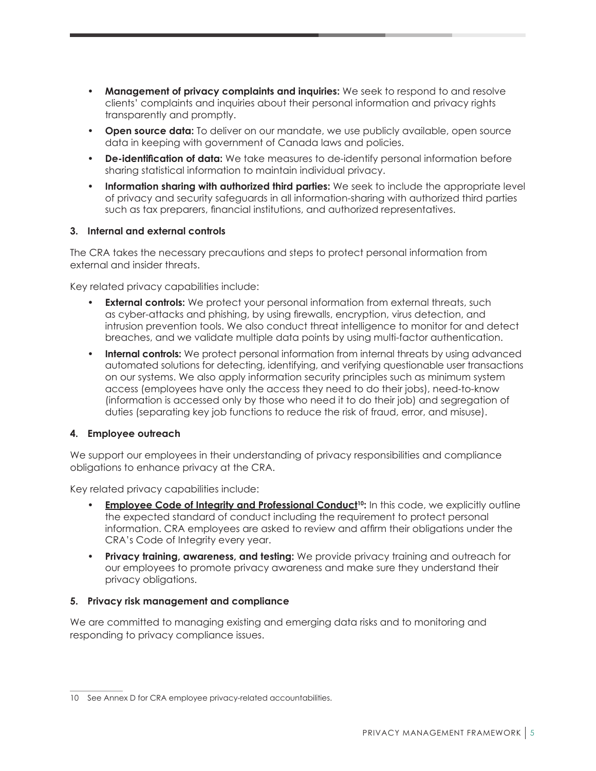- **Management of privacy complaints and inquiries:** We seek to respond to and resolve clients' complaints and inquiries about their personal information and privacy rights transparently and promptly.
- **Open source data:** To deliver on our mandate, we use publicly available, open source data in keeping with government of Canada laws and policies.
- **De-identification of data:** We take measures to de-identify personal information before sharing statistical information to maintain individual privacy.
- **Information sharing with authorized third parties:** We seek to include the appropriate level of privacy and security safeguards in all information-sharing with authorized third parties such as tax preparers, financial institutions, and authorized representatives.

#### 3. Internal and external controls

The CRA takes the necessary precautions and steps to protect personal information from external and insider threats.

Key related privacy capabilities include:

- **External controls:** We protect your personal information from external threats, such as cyber-attacks and phishing, by using firewalls, encryption, virus detection, and intrusion prevention tools. We also conduct threat intelligence to monitor for and detect breaches, and we validate multiple data points by using multi-factor authentication.
- **Internal controls:** We protect personal information from internal threats by using advanced automated solutions for detecting, identifying, and verifying questionable user transactions on our systems. We also apply information security principles such as minimum system access (employees have only the access they need to do their jobs), need-to-know (information is accessed only by those who need it to do their job) and segregation of duties (separating key job functions to reduce the risk of fraud, error, and misuse).

#### 4. Employee outreach

We support our employees in their understanding of privacy responsibilities and compliance obligations to enhance privacy at the CRA.

Key related privacy capabilities include:

- **Employee Code of Integrity and Professional Conduct[10]:** In this code, we explicitly outline the expected standard of conduct including the requirement to protect personal information. CRA employees are asked to review and affirm their obligations under the CRA's Code of Integrity every year.
- **Privacy training, awareness, and testing:** We provide privacy training and outreach for our employees to promote privacy awareness and make sure they understand their privacy obligations.

#### 5. Privacy risk management and compliance

We are committed to managing existing and emerging data risks and to monitoring and responding to privacy compliance issues.

---

10 See Annex D for CRA employee privacy-related accountabilities.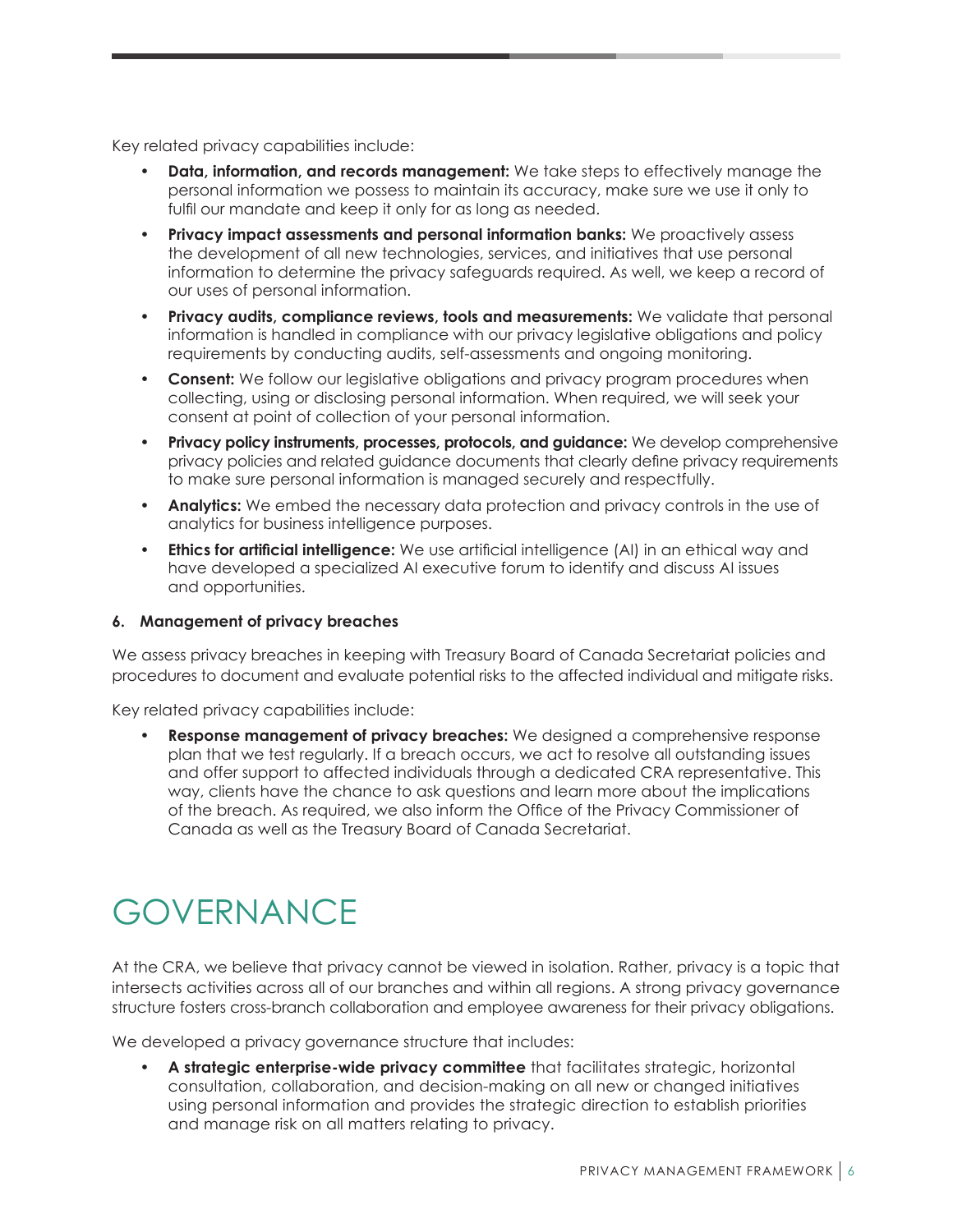Key related privacy capabilities include:

- **Data, information, and records management:** We take steps to effectively manage the personal information we possess to maintain its accuracy, make sure we use it only to fulfil our mandate and keep it only for as long as needed.
- **Privacy impact assessments and personal information banks:** We proactively assess the development of all new technologies, services, and initiatives that use personal information to determine the privacy safeguards required. As well, we keep a record of our uses of personal information.
- **Privacy audits, compliance reviews, tools and measurements:** We validate that personal information is handled in compliance with our privacy legislative obligations and policy requirements by conducting audits, self-assessments and ongoing monitoring.
- **Consent:** We follow our legislative obligations and privacy program procedures when collecting, using or disclosing personal information. When required, we will seek your consent at point of collection of your personal information.
- **Privacy policy instruments, processes, protocols, and guidance:** We develop comprehensive privacy policies and related guidance documents that clearly define privacy requirements to make sure personal information is managed securely and respectfully.
- **Analytics:** We embed the necessary data protection and privacy controls in the use of analytics for business intelligence purposes.
- **Ethics for artificial intelligence:** We use artificial intelligence (AI) in an ethical way and have developed a specialized AI executive forum to identify and discuss AI issues and opportunities.

**6. Management of privacy breaches**

We assess privacy breaches in keeping with Treasury Board of Canada Secretariat policies and procedures to document and evaluate potential risks to the affected individual and mitigate risks.

Key related privacy capabilities include:

- **Response management of privacy breaches:** We designed a comprehensive response plan that we test regularly. If a breach occurs, we act to resolve all outstanding issues and offer support to affected individuals through a dedicated CRA representative. This way, clients have the chance to ask questions and learn more about the implications of the breach. As required, we also inform the Office of the Privacy Commissioner of Canada as well as the Treasury Board of Canada Secretariat.

# GOVERNANCE

At the CRA, we believe that privacy cannot be viewed in isolation. Rather, privacy is a topic that intersects activities across all of our branches and within all regions. A strong privacy governance structure fosters cross-branch collaboration and employee awareness for their privacy obligations.

We developed a privacy governance structure that includes:

- **A strategic enterprise-wide privacy committee** that facilitates strategic, horizontal consultation, collaboration, and decision-making on all new or changed initiatives using personal information and provides the strategic direction to establish priorities and manage risk on all matters relating to privacy.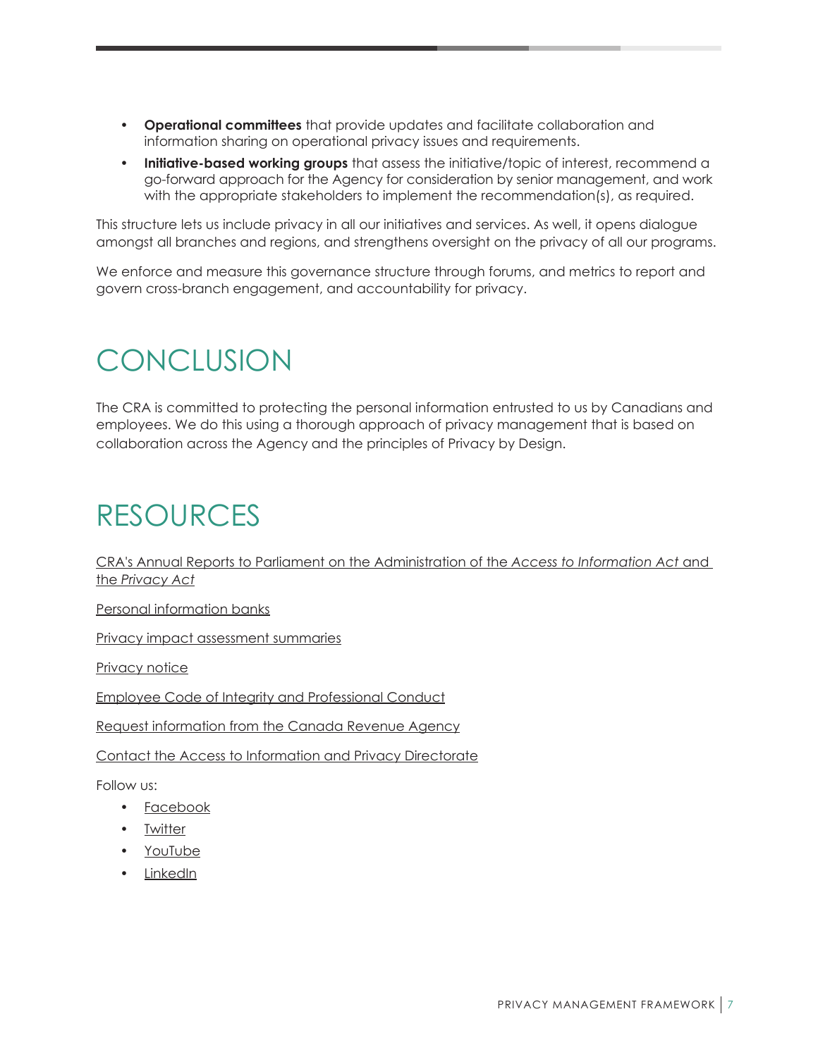- **Operational committees** that provide updates and facilitate collaboration and information sharing on operational privacy issues and requirements.
- **Initiative-based working groups** that assess the initiative/topic of interest, recommend a go-forward approach for the Agency for consideration by senior management, and work with the appropriate stakeholders to implement the recommendation(s), as required.

This structure lets us include privacy in all our initiatives and services. As well, it opens dialogue amongst all branches and regions, and strengthens oversight on the privacy of all our programs.

We enforce and measure this governance structure through forums, and metrics to report and govern cross-branch engagement, and accountability for privacy.

# CONCLUSION

The CRA is committed to protecting the personal information entrusted to us by Canadians and employees. We do this using a thorough approach of privacy management that is based on collaboration across the Agency and the principles of Privacy by Design.

# RESOURCES

CRA's Annual Reports to Parliament on the Administration of the *Access to Information Act* and the *Privacy Act*

Personal information banks

Privacy impact assessment summaries

Privacy notice

Employee Code of Integrity and Professional Conduct

Request information from the Canada Revenue Agency

Contact the Access to Information and Privacy Directorate

Follow us:

- Facebook
- Twitter
- YouTube
- LinkedIn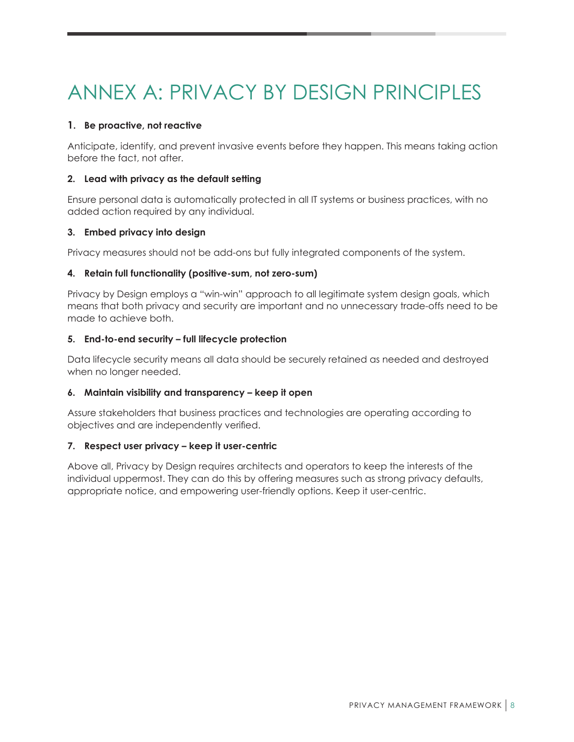# ANNEX A: PRIVACY BY DESIGN PRINCIPLES

**1. Be proactive, not reactive**

Anticipate, identify, and prevent invasive events before they happen. This means taking action before the fact, not after.

**2. Lead with privacy as the default setting**

Ensure personal data is automatically protected in all IT systems or business practices, with no added action required by any individual.

**3. Embed privacy into design**

Privacy measures should not be add-ons but fully integrated components of the system.

**4. Retain full functionality (positive-sum, not zero-sum)**

Privacy by Design employs a "win-win" approach to all legitimate system design goals, which means that both privacy and security are important and no unnecessary trade-offs need to be made to achieve both.

**5. End-to-end security – full lifecycle protection**

Data lifecycle security means all data should be securely retained as needed and destroyed when no longer needed.

**6. Maintain visibility and transparency – keep it open**

Assure stakeholders that business practices and technologies are operating according to objectives and are independently verified.

**7. Respect user privacy – keep it user-centric**

Above all, Privacy by Design requires architects and operators to keep the interests of the individual uppermost. They can do this by offering measures such as strong privacy defaults, appropriate notice, and empowering user-friendly options. Keep it user-centric.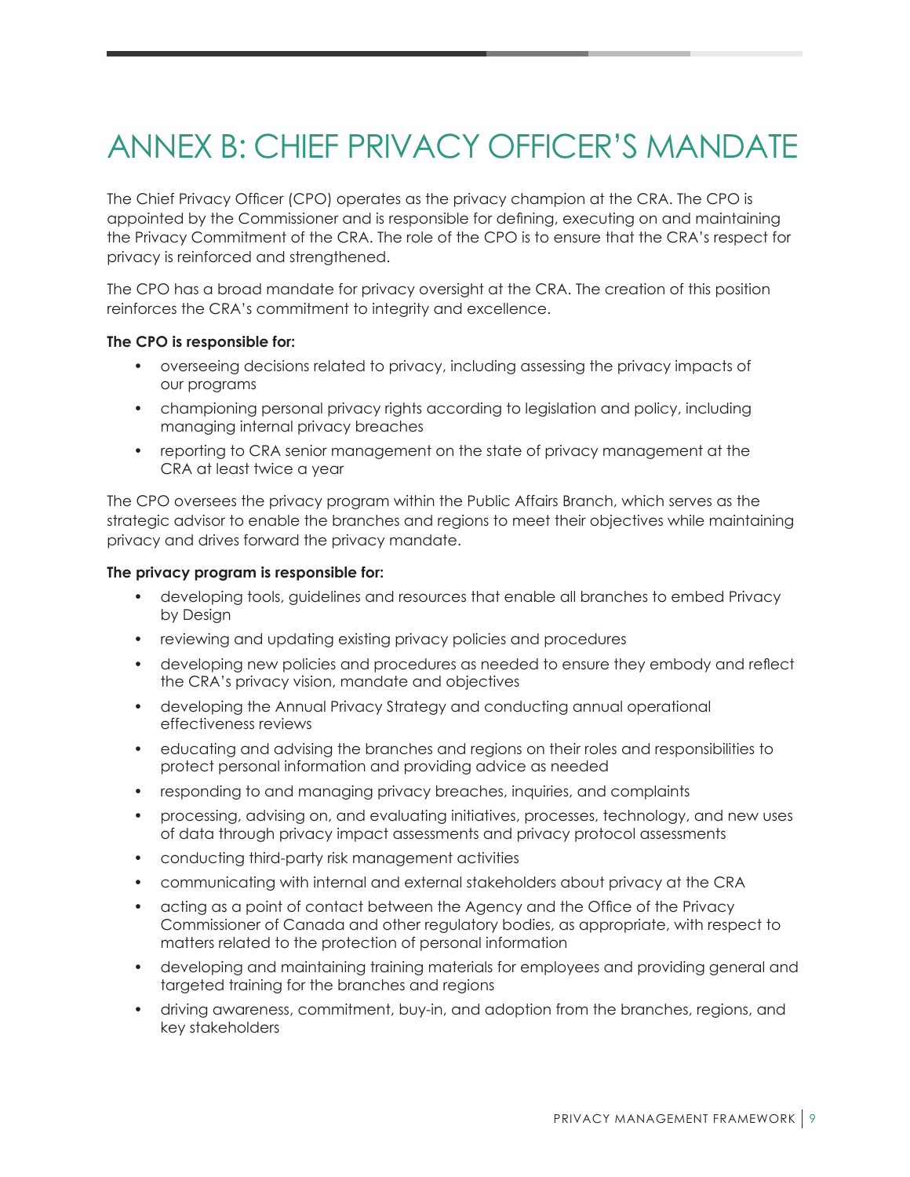# ANNEX B: CHIEF PRIVACY OFFICER'S MANDATE

The Chief Privacy Officer (CPO) operates as the privacy champion at the CRA. The CPO is appointed by the Commissioner and is responsible for defining, executing on and maintaining the Privacy Commitment of the CRA. The role of the CPO is to ensure that the CRA's respect for privacy is reinforced and strengthened.

The CPO has a broad mandate for privacy oversight at the CRA. The creation of this position reinforces the CRA's commitment to integrity and excellence.

**The CPO is responsible for:**

- overseeing decisions related to privacy, including assessing the privacy impacts of our programs
- championing personal privacy rights according to legislation and policy, including managing internal privacy breaches
- reporting to CRA senior management on the state of privacy management at the CRA at least twice a year

The CPO oversees the privacy program within the Public Affairs Branch, which serves as the strategic advisor to enable the branches and regions to meet their objectives while maintaining privacy and drives forward the privacy mandate.

**The privacy program is responsible for:**

- developing tools, guidelines and resources that enable all branches to embed Privacy by Design
- reviewing and updating existing privacy policies and procedures
- developing new policies and procedures as needed to ensure they embody and reflect the CRA's privacy vision, mandate and objectives
- developing the Annual Privacy Strategy and conducting annual operational effectiveness reviews
- educating and advising the branches and regions on their roles and responsibilities to protect personal information and providing advice as needed
- responding to and managing privacy breaches, inquiries, and complaints
- processing, advising on, and evaluating initiatives, processes, technology, and new uses of data through privacy impact assessments and privacy protocol assessments
- conducting third-party risk management activities
- communicating with internal and external stakeholders about privacy at the CRA
- acting as a point of contact between the Agency and the Office of the Privacy Commissioner of Canada and other regulatory bodies, as appropriate, with respect to matters related to the protection of personal information
- developing and maintaining training materials for employees and providing general and targeted training for the branches and regions
- driving awareness, commitment, buy-in, and adoption from the branches, regions, and key stakeholders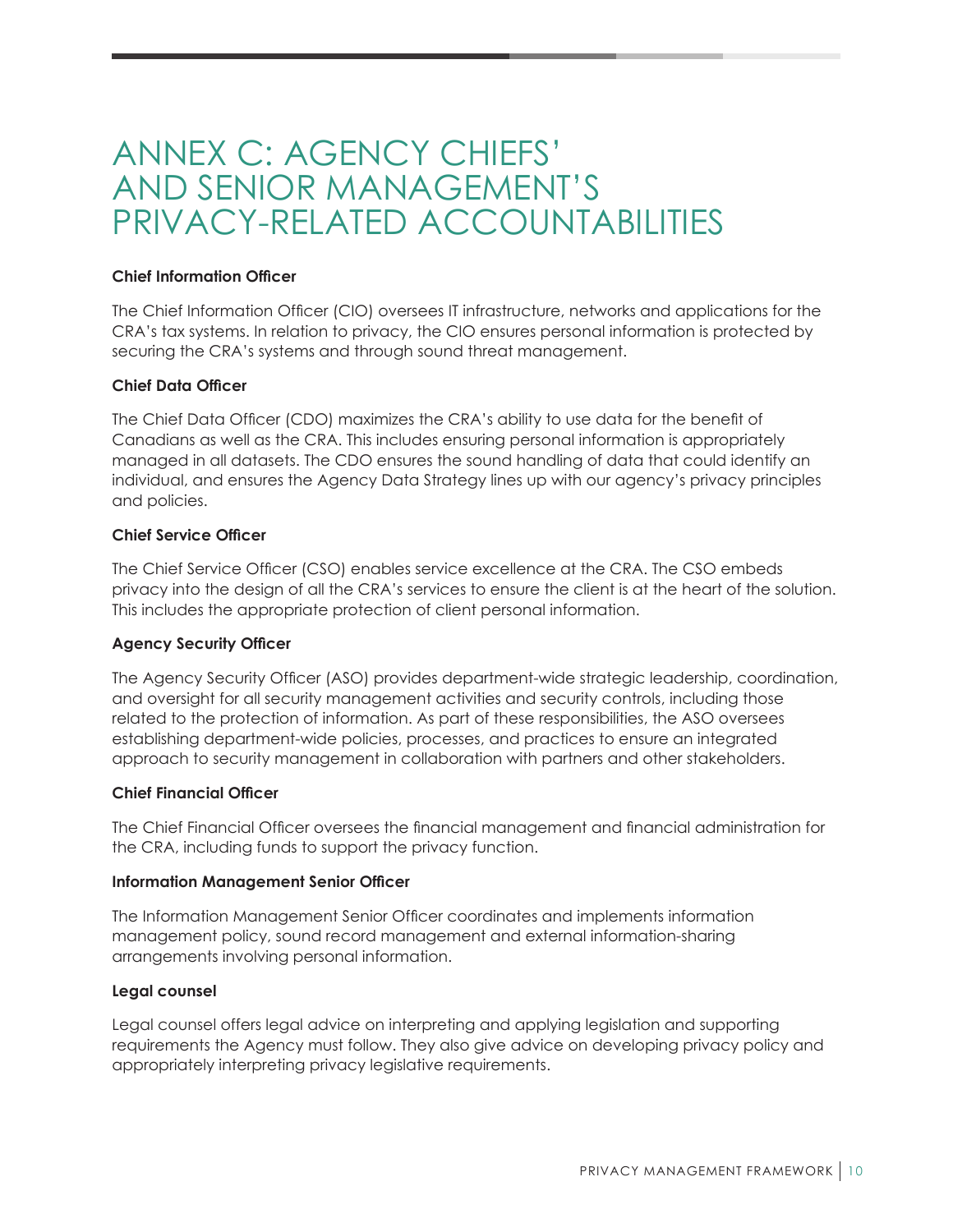# ANNEX C: AGENCY CHIEFS' AND SENIOR MANAGEMENT'S PRIVACY-RELATED ACCOUNTABILITIES

**Chief Information Officer**

The Chief Information Officer (CIO) oversees IT infrastructure, networks and applications for the CRA's tax systems. In relation to privacy, the CIO ensures personal information is protected by securing the CRA's systems and through sound threat management.

**Chief Data Officer**

The Chief Data Officer (CDO) maximizes the CRA's ability to use data for the benefit of Canadians as well as the CRA. This includes ensuring personal information is appropriately managed in all datasets. The CDO ensures the sound handling of data that could identify an individual, and ensures the Agency Data Strategy lines up with our agency's privacy principles and policies.

**Chief Service Officer**

The Chief Service Officer (CSO) enables service excellence at the CRA. The CSO embeds privacy into the design of all the CRA's services to ensure the client is at the heart of the solution. This includes the appropriate protection of client personal information.

**Agency Security Officer**

The Agency Security Officer (ASO) provides department-wide strategic leadership, coordination, and oversight for all security management activities and security controls, including those related to the protection of information. As part of these responsibilities, the ASO oversees establishing department-wide policies, processes, and practices to ensure an integrated approach to security management in collaboration with partners and other stakeholders.

**Chief Financial Officer**

The Chief Financial Officer oversees the financial management and financial administration for the CRA, including funds to support the privacy function.

**Information Management Senior Officer**

The Information Management Senior Officer coordinates and implements information management policy, sound record management and external information-sharing arrangements involving personal information.

**Legal counsel**

Legal counsel offers legal advice on interpreting and applying legislation and supporting requirements the Agency must follow. They also give advice on developing privacy policy and appropriately interpreting privacy legislative requirements.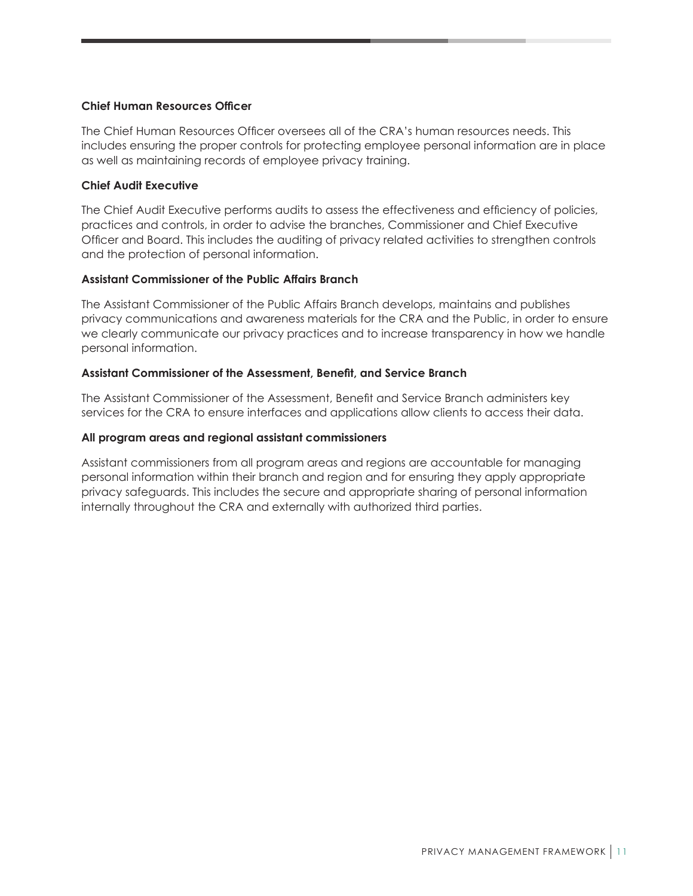**Chief Human Resources Officer**

The Chief Human Resources Officer oversees all of the CRA's human resources needs. This includes ensuring the proper controls for protecting employee personal information are in place as well as maintaining records of employee privacy training.

**Chief Audit Executive**

The Chief Audit Executive performs audits to assess the effectiveness and efficiency of policies, practices and controls, in order to advise the branches, Commissioner and Chief Executive Officer and Board. This includes the auditing of privacy related activities to strengthen controls and the protection of personal information.

**Assistant Commissioner of the Public Affairs Branch**

The Assistant Commissioner of the Public Affairs Branch develops, maintains and publishes privacy communications and awareness materials for the CRA and the Public, in order to ensure we clearly communicate our privacy practices and to increase transparency in how we handle personal information.

**Assistant Commissioner of the Assessment, Benefit, and Service Branch**

The Assistant Commissioner of the Assessment, Benefit and Service Branch administers key services for the CRA to ensure interfaces and applications allow clients to access their data.

**All program areas and regional assistant commissioners**

Assistant commissioners from all program areas and regions are accountable for managing personal information within their branch and region and for ensuring they apply appropriate privacy safeguards. This includes the secure and appropriate sharing of personal information internally throughout the CRA and externally with authorized third parties.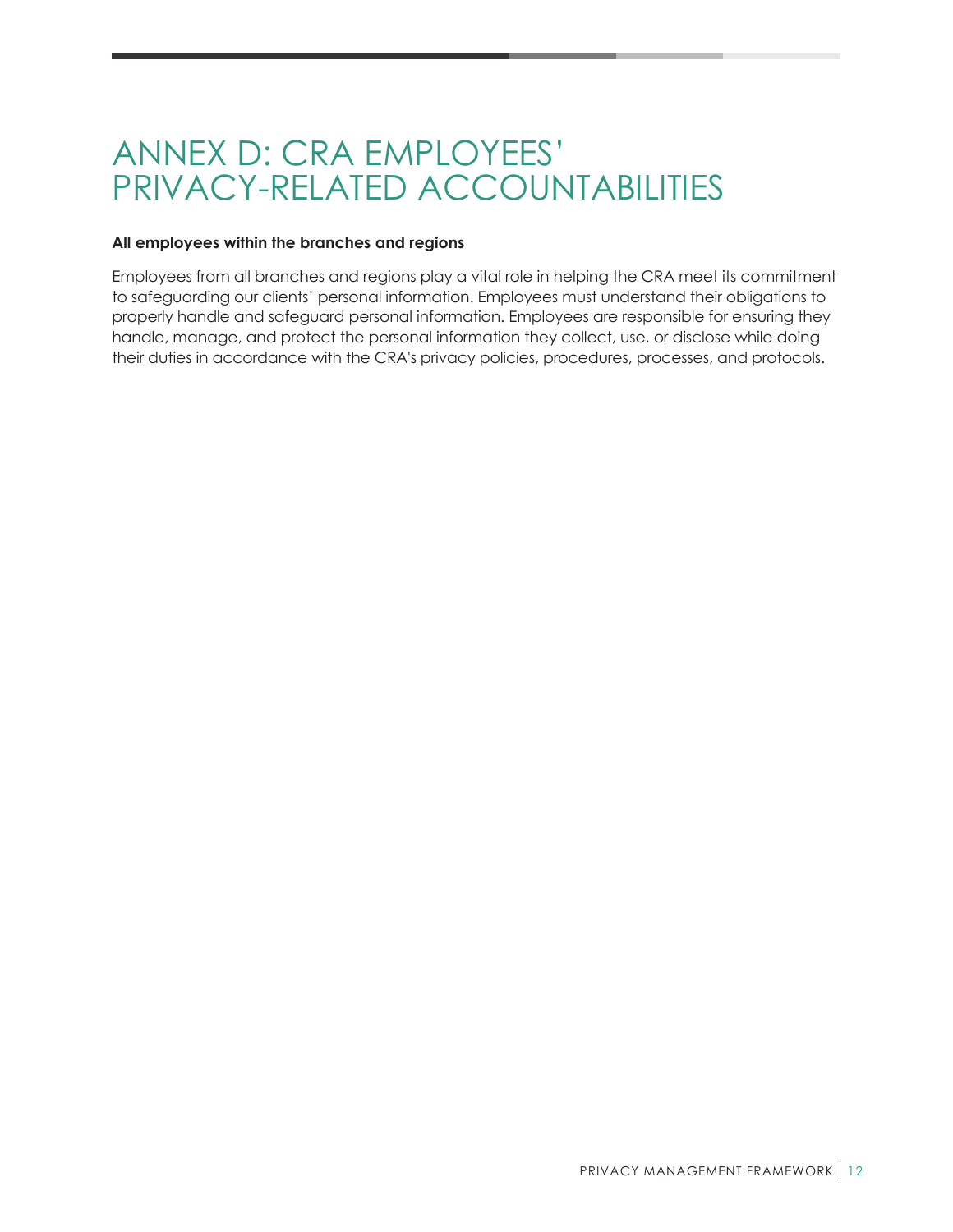# ANNEX D: CRA EMPLOYEES' PRIVACY-RELATED ACCOUNTABILITIES

**All employees within the branches and regions**

Employees from all branches and regions play a vital role in helping the CRA meet its commitment to safeguarding our clients' personal information. Employees must understand their obligations to properly handle and safeguard personal information. Employees are responsible for ensuring they handle, manage, and protect the personal information they collect, use, or disclose while doing their duties in accordance with the CRA's privacy policies, procedures, processes, and protocols.